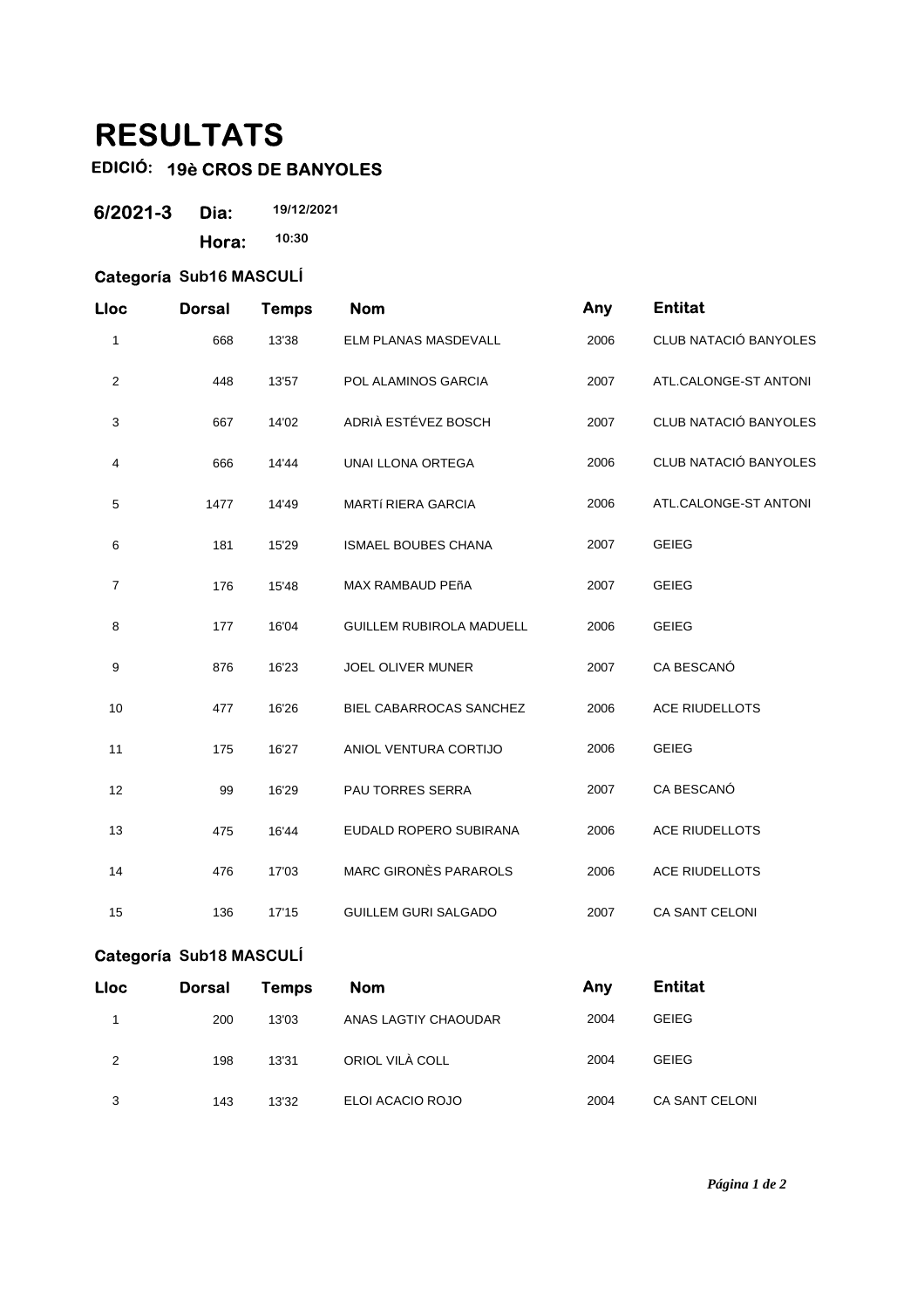# RESULTATS

**EDICIÓ: 19è CROS DE BANYOLES**

**6/2021-3** **Dia:** 19/12/2021

**Hora:** 10:30

### Categoría Sub16 MASCULÍ

| Lloc | Dorsal | Temps | Nom | Any | Entitat |
|---|---|---|---|---|---|
| 1 | 668 | 13'38 | ELM PLANAS MASDEVALL | 2006 | CLUB NATACIÓ BANYOLES |
| 2 | 448 | 13'57 | POL ALAMINOS GARCIA | 2007 | ATL.CALONGE-ST ANTONI |
| 3 | 667 | 14'02 | ADRIÀ ESTÉVEZ BOSCH | 2007 | CLUB NATACIÓ BANYOLES |
| 4 | 666 | 14'44 | UNAI LLONA ORTEGA | 2006 | CLUB NATACIÓ BANYOLES |
| 5 | 1477 | 14'49 | MARTí RIERA GARCIA | 2006 | ATL.CALONGE-ST ANTONI |
| 6 | 181 | 15'29 | ISMAEL BOUBES CHANA | 2007 | GEIEG |
| 7 | 176 | 15'48 | MAX RAMBAUD PEñA | 2007 | GEIEG |
| 8 | 177 | 16'04 | GUILLEM RUBIROLA MADUELL | 2006 | GEIEG |
| 9 | 876 | 16'23 | JOEL OLIVER MUNER | 2007 | CA BESCANÓ |
| 10 | 477 | 16'26 | BIEL CABARROCAS SANCHEZ | 2006 | ACE RIUDELLOTS |
| 11 | 175 | 16'27 | ANIOL VENTURA CORTIJO | 2006 | GEIEG |
| 12 | 99 | 16'29 | PAU TORRES SERRA | 2007 | CA BESCANÓ |
| 13 | 475 | 16'44 | EUDALD ROPERO SUBIRANA | 2006 | ACE RIUDELLOTS |
| 14 | 476 | 17'03 | MARC GIRONÈS PARAROLS | 2006 | ACE RIUDELLOTS |
| 15 | 136 | 17'15 | GUILLEM GURI SALGADO | 2007 | CA SANT CELONI |

### Categoría Sub18 MASCULÍ

| Lloc | Dorsal | Temps | Nom | Any | Entitat |
|---|---|---|---|---|---|
| 1 | 200 | 13'03 | ANAS LAGTIY CHAOUDAR | 2004 | GEIEG |
| 2 | 198 | 13'31 | ORIOL VILÀ COLL | 2004 | GEIEG |
| 3 | 143 | 13'32 | ELOI ACACIO ROJO | 2004 | CA SANT CELONI |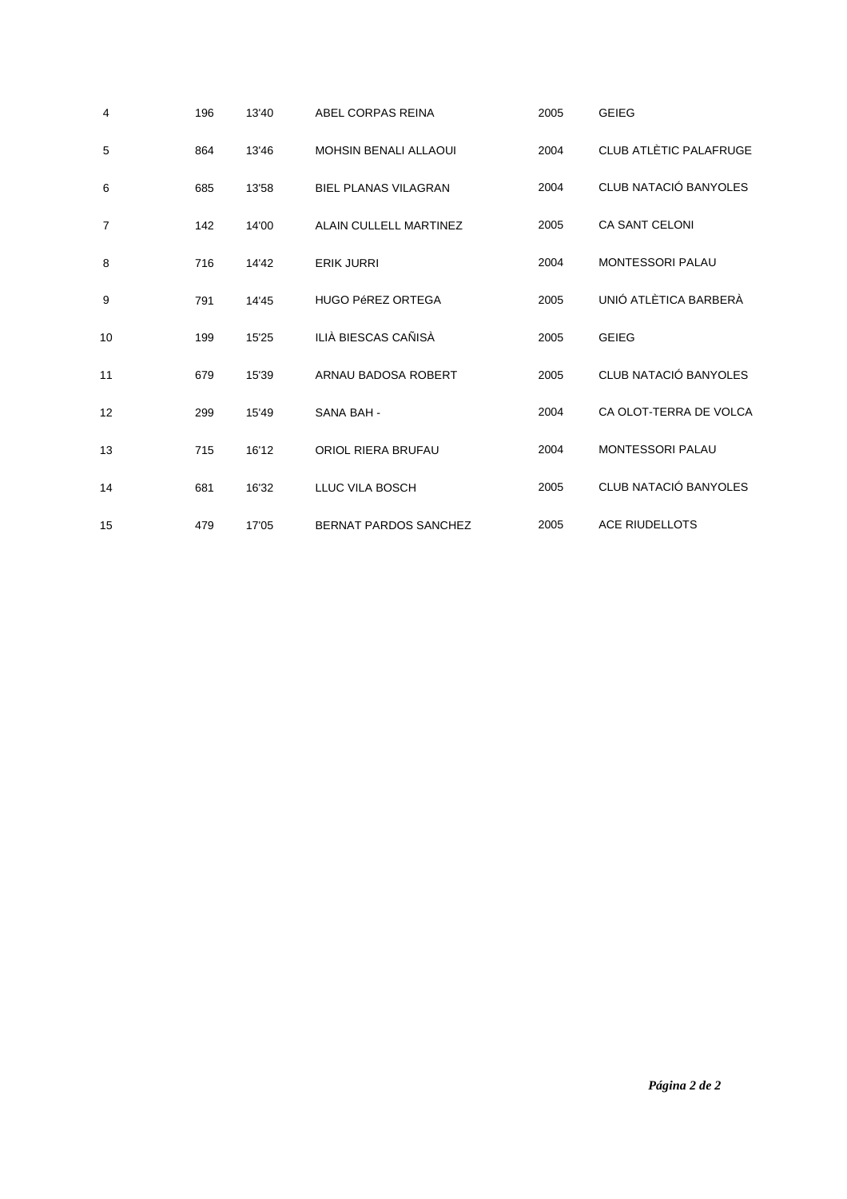| | | | | | |
|---|---|---|---|---|---|
| 4 | 196 | 13'40 | ABEL CORPAS REINA | 2005 | GEIEG |
| 5 | 864 | 13'46 | MOHSIN BENALI ALLAOUI | 2004 | CLUB ATLÈTIC PALAFRUGE |
| 6 | 685 | 13'58 | BIEL PLANAS VILAGRAN | 2004 | CLUB NATACIÓ BANYOLES |
| 7 | 142 | 14'00 | ALAIN CULLELL MARTINEZ | 2005 | CA SANT CELONI |
| 8 | 716 | 14'42 | ERIK JURRI | 2004 | MONTESSORI PALAU |
| 9 | 791 | 14'45 | HUGO PéREZ ORTEGA | 2005 | UNIÓ ATLÈTICA BARBERÀ |
| 10 | 199 | 15'25 | ILIÀ BIESCAS CAÑISÀ | 2005 | GEIEG |
| 11 | 679 | 15'39 | ARNAU BADOSA ROBERT | 2005 | CLUB NATACIÓ BANYOLES |
| 12 | 299 | 15'49 | SANA BAH - | 2004 | CA OLOT-TERRA DE VOLCA |
| 13 | 715 | 16'12 | ORIOL RIERA BRUFAU | 2004 | MONTESSORI PALAU |
| 14 | 681 | 16'32 | LLUC VILA BOSCH | 2005 | CLUB NATACIÓ BANYOLES |
| 15 | 479 | 17'05 | BERNAT PARDOS SANCHEZ | 2005 | ACE RIUDELLOTS |